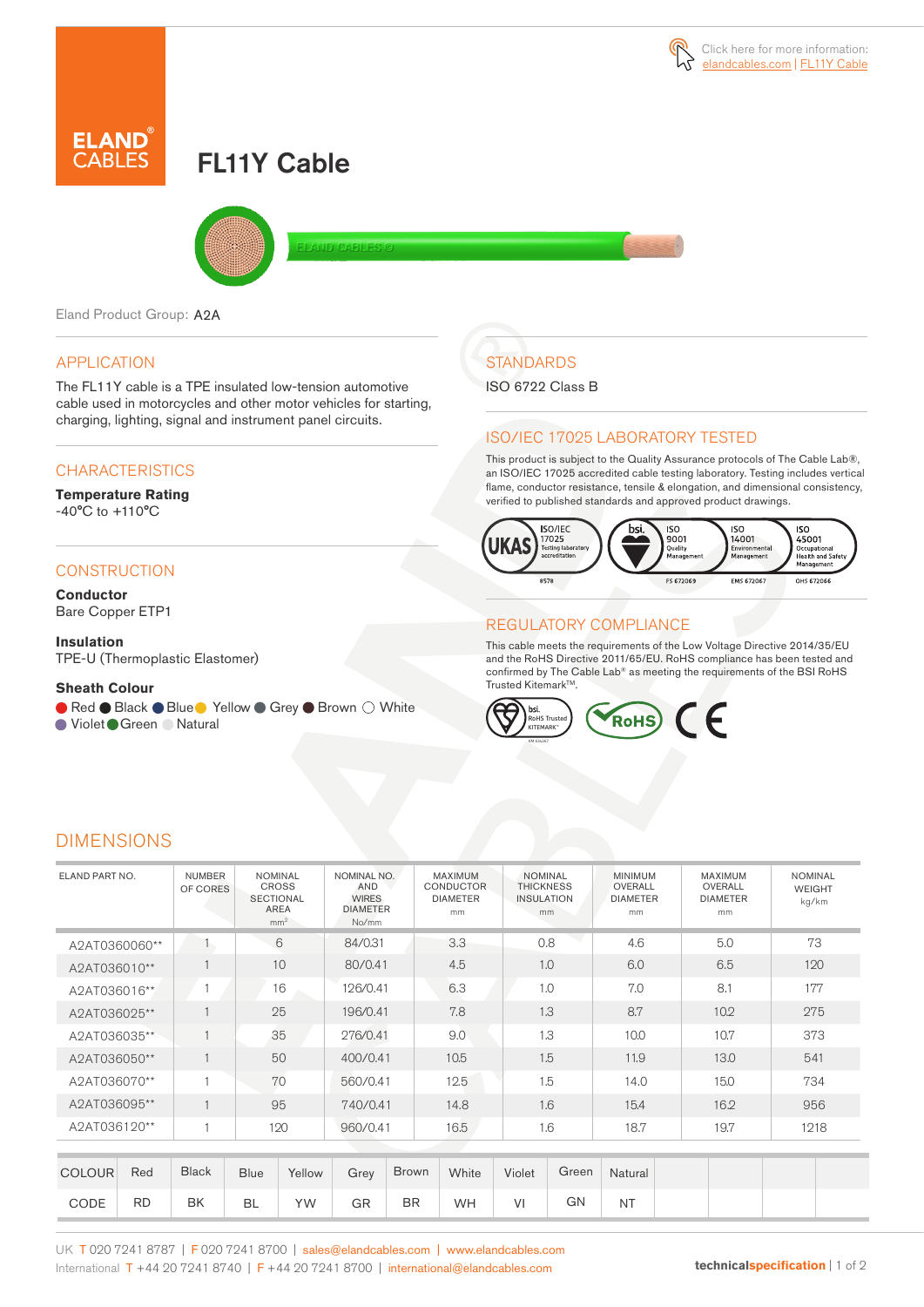Click here for more information: elandcables.com | FL11Y Cable

# FL11Y Cable

Eland Product Group: A2A

## APPLICATION

The FL11Y cable is a TPE insulated low-tension automotive cable used in motorcycles and other motor vehicles for starting, charging, lighting, signal and instrument panel circuits.

## CHARACTERISTICS

**Temperature Rating**
-40°C to +110°C

## CONSTRUCTION

**Conductor**
Bare Copper ETP1

**Insulation**
TPE-U (Thermoplastic Elastomer)

**Sheath Colour**
Red, Black, Blue, Yellow, Grey, Brown, White, Violet, Green, Natural

## STANDARDS

ISO 6722 Class B

## ISO/IEC 17025 LABORATORY TESTED

This product is subject to the Quality Assurance protocols of The Cable Lab®, an ISO/IEC 17025 accredited cable testing laboratory. Testing includes vertical flame, conductor resistance, tensile & elongation, and dimensional consistency, verified to published standards and approved product drawings.

UKAS ISO/IEC 17025 Testing laboratory accreditation 8578 | bsi. ISO 9001 Quality Management FS 672069 | ISO 14001 Environmental Management EMS 672067 | ISO 45001 Occupational Health and Safety Management OHS 672066

## REGULATORY COMPLIANCE

This cable meets the requirements of the Low Voltage Directive 2014/35/EU and the RoHS Directive 2011/65/EU. RoHS compliance has been tested and confirmed by The Cable Lab® as meeting the requirements of the BSI RoHS Trusted Kitemark™.

bsi. RoHS Trusted KITEMARK™ | RoHS | CE

## DIMENSIONS

| ELAND PART NO. | NUMBER OF CORES | NOMINAL CROSS SECTIONAL AREA mm² | NOMINAL NO. AND WIRES DIAMETER No/mm | MAXIMUM CONDUCTOR DIAMETER mm | NOMINAL THICKNESS INSULATION mm | MINIMUM OVERALL DIAMETER mm | MAXIMUM OVERALL DIAMETER mm | NOMINAL WEIGHT kg/km |
|---|---|---|---|---|---|---|---|---|
| A2AT0360060** | 1 | 6 | 84/0.31 | 3.3 | 0.8 | 4.6 | 5.0 | 73 |
| A2AT036010** | 1 | 10 | 80/0.41 | 4.5 | 1.0 | 6.0 | 6.5 | 120 |
| A2AT036016** | 1 | 16 | 126/0.41 | 6.3 | 1.0 | 7.0 | 8.1 | 177 |
| A2AT036025** | 1 | 25 | 196/0.41 | 7.8 | 1.3 | 8.7 | 10.2 | 275 |
| A2AT036035** | 1 | 35 | 276/0.41 | 9.0 | 1.3 | 10.0 | 10.7 | 373 |
| A2AT036050** | 1 | 50 | 400/0.41 | 10.5 | 1.5 | 11.9 | 13.0 | 541 |
| A2AT036070** | 1 | 70 | 560/0.41 | 12.5 | 1.5 | 14.0 | 15.0 | 734 |
| A2AT036095** | 1 | 95 | 740/0.41 | 14.8 | 1.6 | 15.4 | 16.2 | 956 |
| A2AT036120** | 1 | 120 | 960/0.41 | 16.5 | 1.6 | 18.7 | 19.7 | 1218 |

| COLOUR | Red | Black | Blue | Yellow | Grey | Brown | White | Violet | Green | Natural |
|---|---|---|---|---|---|---|---|---|---|---|
| CODE | RD | BK | BL | YW | GR | BR | WH | VI | GN | NT |

UK T 020 7241 8787 | F 020 7241 8700 | sales@elandcables.com | www.elandcables.com
International T +44 20 7241 8740 | F +44 20 7241 8700 | international@elandcables.com

technicalspecification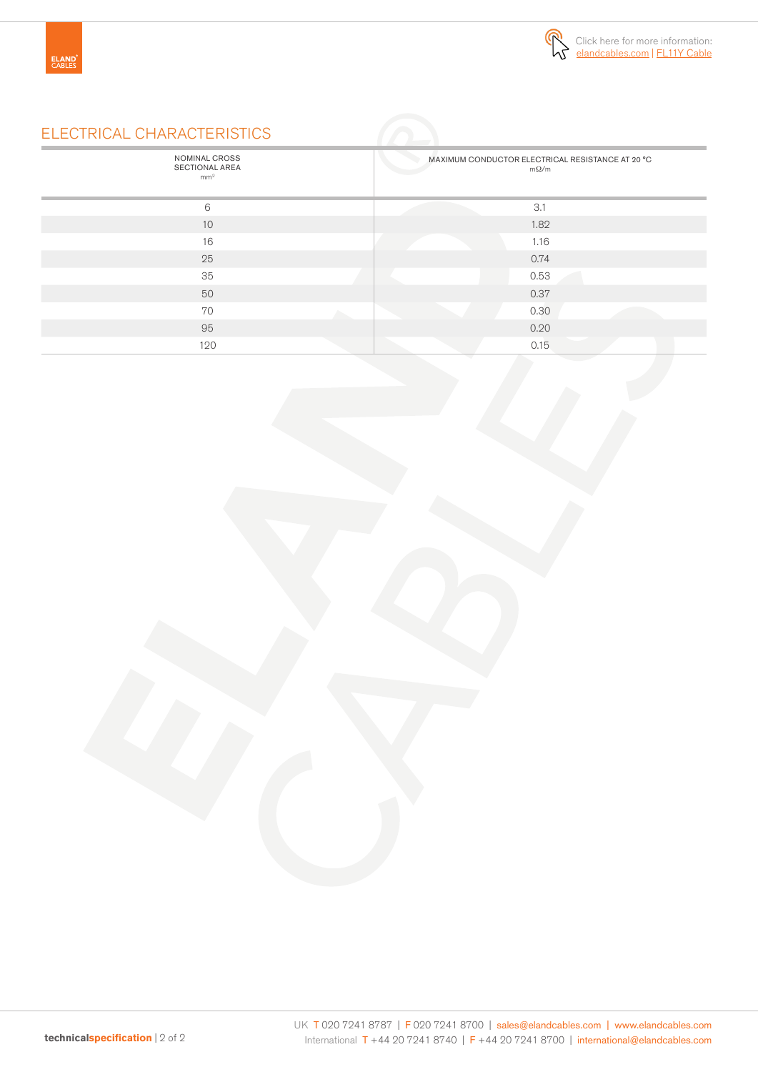## ELECTRICAL CHARACTERISTICS

| NOMINAL CROSS SECTIONAL AREA mm$^2$ | MAXIMUM CONDUCTOR ELECTRICAL RESISTANCE AT 20 °C mΩ/m |
|---|---|
| 6 | 3.1 |
| 10 | 1.82 |
| 16 | 1.16 |
| 25 | 0.74 |
| 35 | 0.53 |
| 50 | 0.37 |
| 70 | 0.30 |
| 95 | 0.20 |
| 120 | 0.15 |